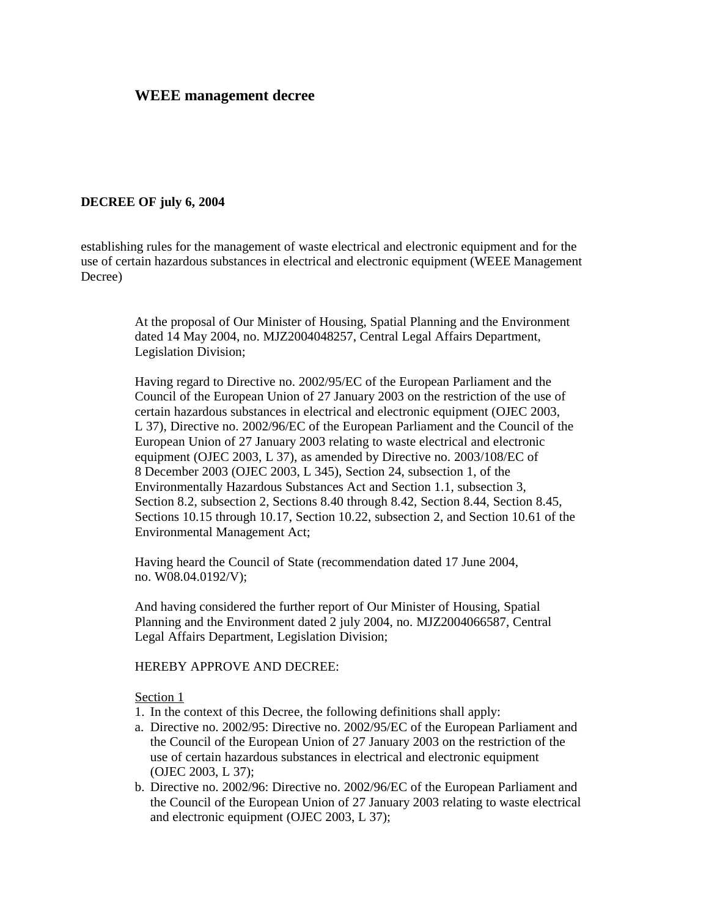# WEEE management decree

**DECREE OF july 6, 2004**

establishing rules for the management of waste electrical and electronic equipment and for the use of certain hazardous substances in electrical and electronic equipment (WEEE Management Decree)

At the proposal of Our Minister of Housing, Spatial Planning and the Environment dated 14 May 2004, no. MJZ2004048257, Central Legal Affairs Department, Legislation Division;

Having regard to Directive no. 2002/95/EC of the European Parliament and the Council of the European Union of 27 January 2003 on the restriction of the use of certain hazardous substances in electrical and electronic equipment (OJEC 2003, L 37), Directive no. 2002/96/EC of the European Parliament and the Council of the European Union of 27 January 2003 relating to waste electrical and electronic equipment (OJEC 2003, L 37), as amended by Directive no. 2003/108/EC of 8 December 2003 (OJEC 2003, L 345), Section 24, subsection 1, of the Environmentally Hazardous Substances Act and Section 1.1, subsection 3, Section 8.2, subsection 2, Sections 8.40 through 8.42, Section 8.44, Section 8.45, Sections 10.15 through 10.17, Section 10.22, subsection 2, and Section 10.61 of the Environmental Management Act;

Having heard the Council of State (recommendation dated 17 June 2004, no. W08.04.0192/V);

And having considered the further report of Our Minister of Housing, Spatial Planning and the Environment dated 2 july 2004, no. MJZ2004066587, Central Legal Affairs Department, Legislation Division;

HEREBY APPROVE AND DECREE:

Section 1

1. In the context of this Decree, the following definitions shall apply:
   a. Directive no. 2002/95: Directive no. 2002/95/EC of the European Parliament and the Council of the European Union of 27 January 2003 on the restriction of the use of certain hazardous substances in electrical and electronic equipment (OJEC 2003, L 37);
   b. Directive no. 2002/96: Directive no. 2002/96/EC of the European Parliament and the Council of the European Union of 27 January 2003 relating to waste electrical and electronic equipment (OJEC 2003, L 37);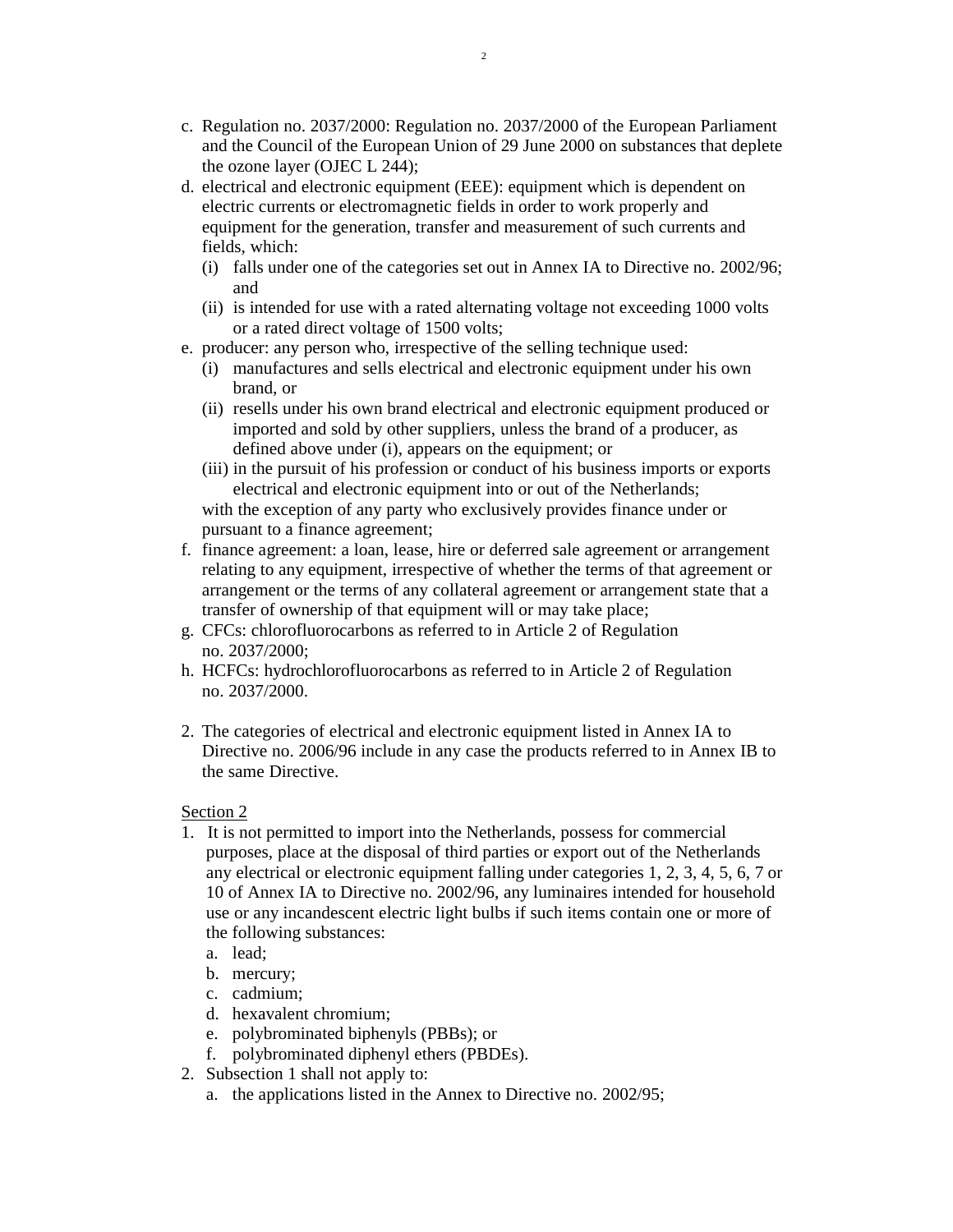c. Regulation no. 2037/2000: Regulation no. 2037/2000 of the European Parliament and the Council of the European Union of 29 June 2000 on substances that deplete the ozone layer (OJEC L 244);
d. electrical and electronic equipment (EEE): equipment which is dependent on electric currents or electromagnetic fields in order to work properly and equipment for the generation, transfer and measurement of such currents and fields, which:
   (i) falls under one of the categories set out in Annex IA to Directive no. 2002/96; and
   (ii) is intended for use with a rated alternating voltage not exceeding 1000 volts or a rated direct voltage of 1500 volts;
e. producer: any person who, irrespective of the selling technique used:
   (i) manufactures and sells electrical and electronic equipment under his own brand, or
   (ii) resells under his own brand electrical and electronic equipment produced or imported and sold by other suppliers, unless the brand of a producer, as defined above under (i), appears on the equipment; or
   (iii) in the pursuit of his profession or conduct of his business imports or exports electrical and electronic equipment into or out of the Netherlands;

   with the exception of any party who exclusively provides finance under or pursuant to a finance agreement;
f. finance agreement: a loan, lease, hire or deferred sale agreement or arrangement relating to any equipment, irrespective of whether the terms of that agreement or arrangement or the terms of any collateral agreement or arrangement state that a transfer of ownership of that equipment will or may take place;
g. CFCs: chlorofluorocarbons as referred to in Article 2 of Regulation no. 2037/2000;
h. HCFCs: hydrochlorofluorocarbons as referred to in Article 2 of Regulation no. 2037/2000.

2. The categories of electrical and electronic equipment listed in Annex IA to Directive no. 2006/96 include in any case the products referred to in Annex IB to the same Directive.

Section 2

1. It is not permitted to import into the Netherlands, possess for commercial purposes, place at the disposal of third parties or export out of the Netherlands any electrical or electronic equipment falling under categories 1, 2, 3, 4, 5, 6, 7 or 10 of Annex IA to Directive no. 2002/96, any luminaires intended for household use or any incandescent electric light bulbs if such items contain one or more of the following substances:
   a. lead;
   b. mercury;
   c. cadmium;
   d. hexavalent chromium;
   e. polybrominated biphenyls (PBBs); or
   f. polybrominated diphenyl ethers (PBDEs).
2. Subsection 1 shall not apply to:
   a. the applications listed in the Annex to Directive no. 2002/95;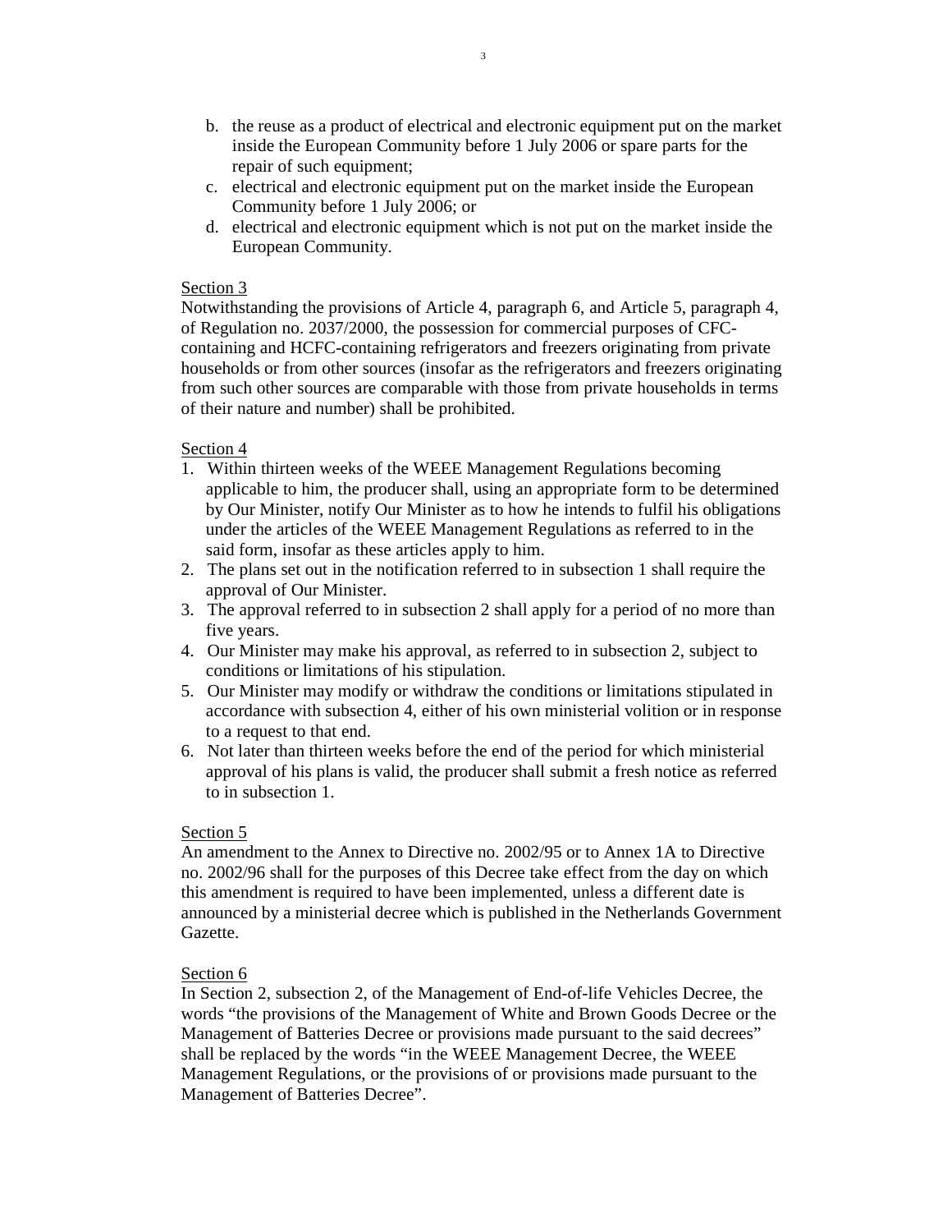b. the reuse as a product of electrical and electronic equipment put on the market inside the European Community before 1 July 2006 or spare parts for the repair of such equipment;
c. electrical and electronic equipment put on the market inside the European Community before 1 July 2006; or
d. electrical and electronic equipment which is not put on the market inside the European Community.

<u>Section 3</u>

Notwithstanding the provisions of Article 4, paragraph 6, and Article 5, paragraph 4, of Regulation no. 2037/2000, the possession for commercial purposes of CFC-containing and HCFC-containing refrigerators and freezers originating from private households or from other sources (insofar as the refrigerators and freezers originating from such other sources are comparable with those from private households in terms of their nature and number) shall be prohibited.

<u>Section 4</u>

1. Within thirteen weeks of the WEEE Management Regulations becoming applicable to him, the producer shall, using an appropriate form to be determined by Our Minister, notify Our Minister as to how he intends to fulfil his obligations under the articles of the WEEE Management Regulations as referred to in the said form, insofar as these articles apply to him.
2. The plans set out in the notification referred to in subsection 1 shall require the approval of Our Minister.
3. The approval referred to in subsection 2 shall apply for a period of no more than five years.
4. Our Minister may make his approval, as referred to in subsection 2, subject to conditions or limitations of his stipulation.
5. Our Minister may modify or withdraw the conditions or limitations stipulated in accordance with subsection 4, either of his own ministerial volition or in response to a request to that end.
6. Not later than thirteen weeks before the end of the period for which ministerial approval of his plans is valid, the producer shall submit a fresh notice as referred to in subsection 1.

<u>Section 5</u>

An amendment to the Annex to Directive no. 2002/95 or to Annex 1A to Directive no. 2002/96 shall for the purposes of this Decree take effect from the day on which this amendment is required to have been implemented, unless a different date is announced by a ministerial decree which is published in the Netherlands Government Gazette.

<u>Section 6</u>

In Section 2, subsection 2, of the Management of End-of-life Vehicles Decree, the words “the provisions of the Management of White and Brown Goods Decree or the Management of Batteries Decree or provisions made pursuant to the said decrees” shall be replaced by the words “in the WEEE Management Decree, the WEEE Management Regulations, or the provisions of or provisions made pursuant to the Management of Batteries Decree”.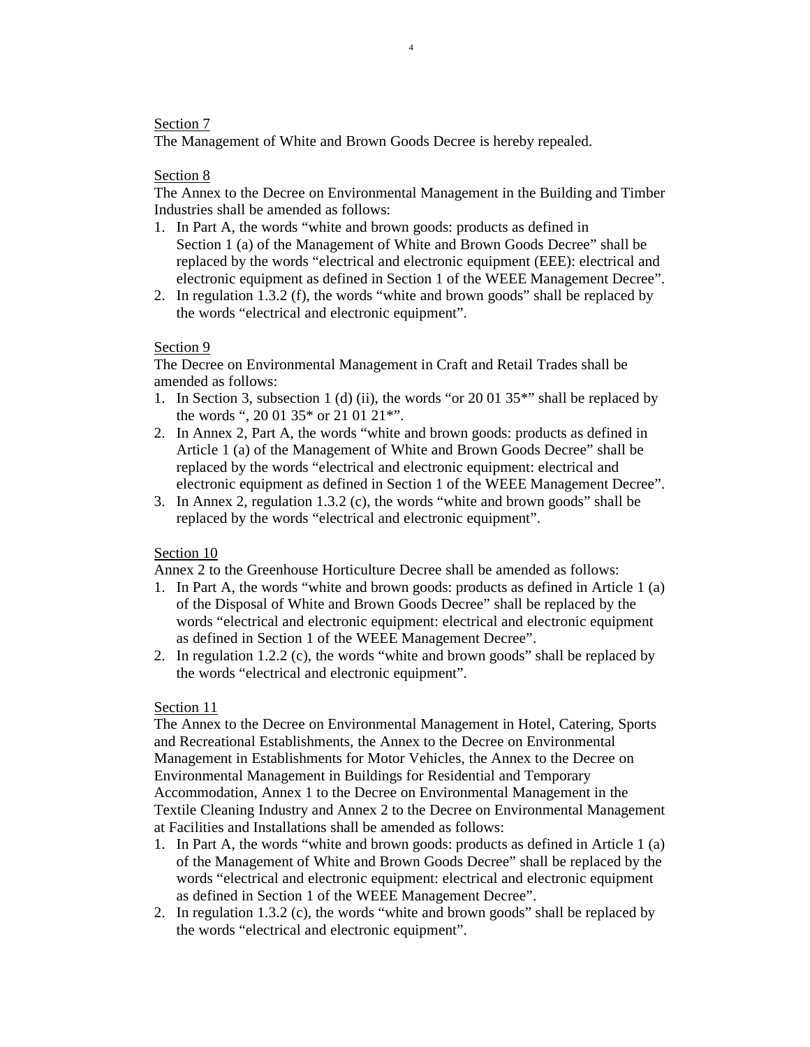<u>Section 7</u>

The Management of White and Brown Goods Decree is hereby repealed.

<u>Section 8</u>

The Annex to the Decree on Environmental Management in the Building and Timber Industries shall be amended as follows:

1. In Part A, the words "white and brown goods: products as defined in Section 1 (a) of the Management of White and Brown Goods Decree" shall be replaced by the words "electrical and electronic equipment (EEE): electrical and electronic equipment as defined in Section 1 of the WEEE Management Decree".
2. In regulation 1.3.2 (f), the words "white and brown goods" shall be replaced by the words "electrical and electronic equipment".

<u>Section 9</u>

The Decree on Environmental Management in Craft and Retail Trades shall be amended as follows:

1. In Section 3, subsection 1 (d) (ii), the words "or 20 01 35*" shall be replaced by the words ", 20 01 35* or 21 01 21*".
2. In Annex 2, Part A, the words "white and brown goods: products as defined in Article 1 (a) of the Management of White and Brown Goods Decree" shall be replaced by the words "electrical and electronic equipment: electrical and electronic equipment as defined in Section 1 of the WEEE Management Decree".
3. In Annex 2, regulation 1.3.2 (c), the words "white and brown goods" shall be replaced by the words "electrical and electronic equipment".

<u>Section 10</u>

Annex 2 to the Greenhouse Horticulture Decree shall be amended as follows:

1. In Part A, the words "white and brown goods: products as defined in Article 1 (a) of the Disposal of White and Brown Goods Decree" shall be replaced by the words "electrical and electronic equipment: electrical and electronic equipment as defined in Section 1 of the WEEE Management Decree".
2. In regulation 1.2.2 (c), the words "white and brown goods" shall be replaced by the words "electrical and electronic equipment".

<u>Section 11</u>

The Annex to the Decree on Environmental Management in Hotel, Catering, Sports and Recreational Establishments, the Annex to the Decree on Environmental Management in Establishments for Motor Vehicles, the Annex to the Decree on Environmental Management in Buildings for Residential and Temporary Accommodation, Annex 1 to the Decree on Environmental Management in the Textile Cleaning Industry and Annex 2 to the Decree on Environmental Management at Facilities and Installations shall be amended as follows:

1. In Part A, the words "white and brown goods: products as defined in Article 1 (a) of the Management of White and Brown Goods Decree" shall be replaced by the words "electrical and electronic equipment: electrical and electronic equipment as defined in Section 1 of the WEEE Management Decree".
2. In regulation 1.3.2 (c), the words "white and brown goods" shall be replaced by the words "electrical and electronic equipment".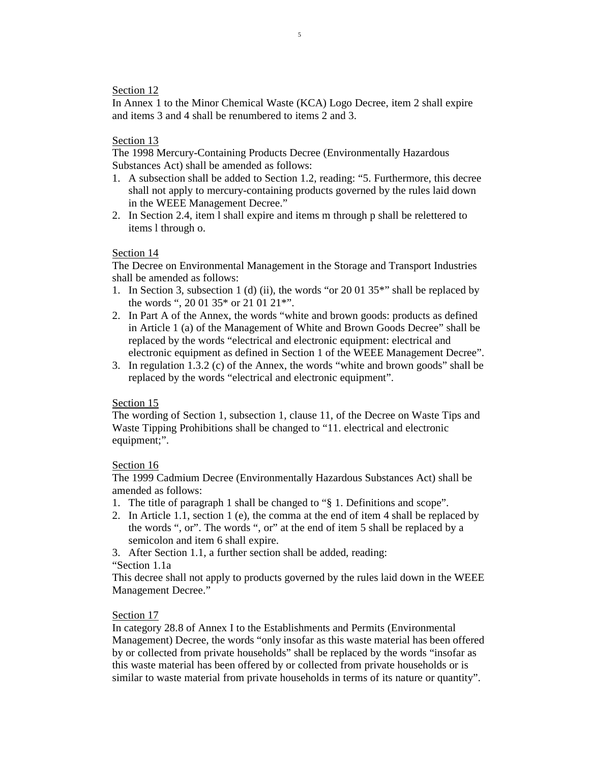Section 12

In Annex 1 to the Minor Chemical Waste (KCA) Logo Decree, item 2 shall expire and items 3 and 4 shall be renumbered to items 2 and 3.

Section 13

The 1998 Mercury-Containing Products Decree (Environmentally Hazardous Substances Act) shall be amended as follows:

1. A subsection shall be added to Section 1.2, reading: "5. Furthermore, this decree shall not apply to mercury-containing products governed by the rules laid down in the WEEE Management Decree."
2. In Section 2.4, item l shall expire and items m through p shall be relettered to items l through o.

Section 14

The Decree on Environmental Management in the Storage and Transport Industries shall be amended as follows:

1. In Section 3, subsection 1 (d) (ii), the words "or 20 01 35*" shall be replaced by the words ", 20 01 35* or 21 01 21*".
2. In Part A of the Annex, the words "white and brown goods: products as defined in Article 1 (a) of the Management of White and Brown Goods Decree" shall be replaced by the words "electrical and electronic equipment: electrical and electronic equipment as defined in Section 1 of the WEEE Management Decree".
3. In regulation 1.3.2 (c) of the Annex, the words "white and brown goods" shall be replaced by the words "electrical and electronic equipment".

Section 15

The wording of Section 1, subsection 1, clause 11, of the Decree on Waste Tips and Waste Tipping Prohibitions shall be changed to "11. electrical and electronic equipment;".

Section 16

The 1999 Cadmium Decree (Environmentally Hazardous Substances Act) shall be amended as follows:

1. The title of paragraph 1 shall be changed to "§ 1. Definitions and scope".
2. In Article 1.1, section 1 (e), the comma at the end of item 4 shall be replaced by the words ", or". The words ", or" at the end of item 5 shall be replaced by a semicolon and item 6 shall expire.
3. After Section 1.1, a further section shall be added, reading:

"Section 1.1a

This decree shall not apply to products governed by the rules laid down in the WEEE Management Decree."

Section 17

In category 28.8 of Annex I to the Establishments and Permits (Environmental Management) Decree, the words "only insofar as this waste material has been offered by or collected from private households" shall be replaced by the words "insofar as this waste material has been offered by or collected from private households or is similar to waste material from private households in terms of its nature or quantity".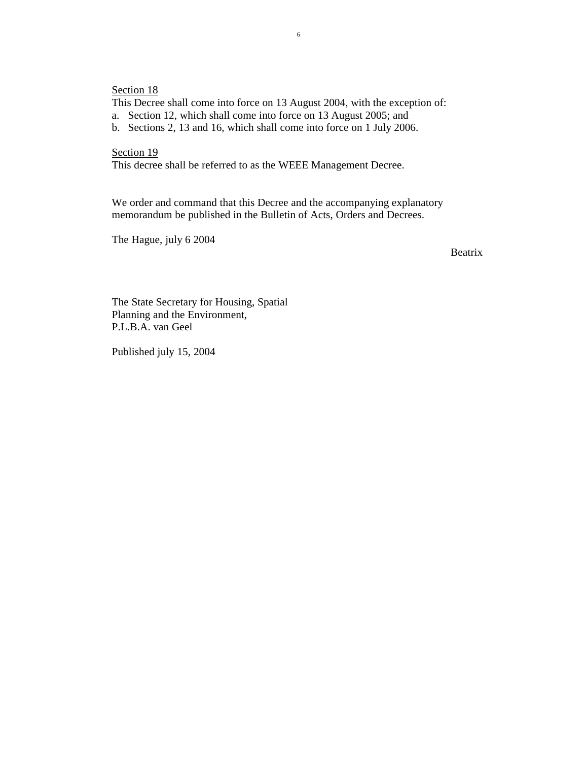<u>Section 18</u>
This Decree shall come into force on 13 August 2004, with the exception of:
a. Section 12, which shall come into force on 13 August 2005; and
b. Sections 2, 13 and 16, which shall come into force on 1 July 2006.

<u>Section 19</u>
This decree shall be referred to as the WEEE Management Decree.

We order and command that this Decree and the accompanying explanatory memorandum be published in the Bulletin of Acts, Orders and Decrees.

The Hague, july 6 2004

Beatrix

The State Secretary for Housing, Spatial
Planning and the Environment,
P.L.B.A. van Geel

Published july 15, 2004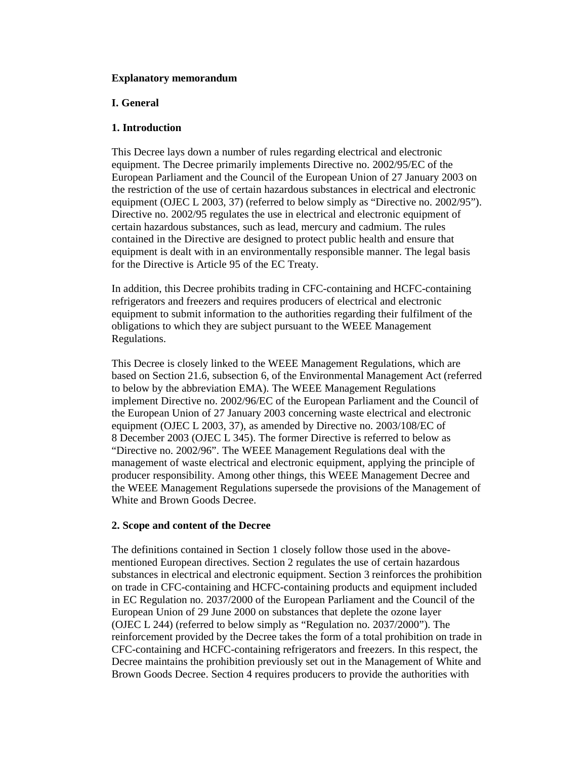**Explanatory memorandum**

**I. General**

**1. Introduction**

This Decree lays down a number of rules regarding electrical and electronic equipment. The Decree primarily implements Directive no. 2002/95/EC of the European Parliament and the Council of the European Union of 27 January 2003 on the restriction of the use of certain hazardous substances in electrical and electronic equipment (OJEC L 2003, 37) (referred to below simply as "Directive no. 2002/95"). Directive no. 2002/95 regulates the use in electrical and electronic equipment of certain hazardous substances, such as lead, mercury and cadmium. The rules contained in the Directive are designed to protect public health and ensure that equipment is dealt with in an environmentally responsible manner. The legal basis for the Directive is Article 95 of the EC Treaty.

In addition, this Decree prohibits trading in CFC-containing and HCFC-containing refrigerators and freezers and requires producers of electrical and electronic equipment to submit information to the authorities regarding their fulfilment of the obligations to which they are subject pursuant to the WEEE Management Regulations.

This Decree is closely linked to the WEEE Management Regulations, which are based on Section 21.6, subsection 6, of the Environmental Management Act (referred to below by the abbreviation EMA). The WEEE Management Regulations implement Directive no. 2002/96/EC of the European Parliament and the Council of the European Union of 27 January 2003 concerning waste electrical and electronic equipment (OJEC L 2003, 37), as amended by Directive no. 2003/108/EC of 8 December 2003 (OJEC L 345). The former Directive is referred to below as "Directive no. 2002/96". The WEEE Management Regulations deal with the management of waste electrical and electronic equipment, applying the principle of producer responsibility. Among other things, this WEEE Management Decree and the WEEE Management Regulations supersede the provisions of the Management of White and Brown Goods Decree.

**2. Scope and content of the Decree**

The definitions contained in Section 1 closely follow those used in the above-mentioned European directives. Section 2 regulates the use of certain hazardous substances in electrical and electronic equipment. Section 3 reinforces the prohibition on trade in CFC-containing and HCFC-containing products and equipment included in EC Regulation no. 2037/2000 of the European Parliament and the Council of the European Union of 29 June 2000 on substances that deplete the ozone layer (OJEC L 244) (referred to below simply as "Regulation no. 2037/2000"). The reinforcement provided by the Decree takes the form of a total prohibition on trade in CFC-containing and HCFC-containing refrigerators and freezers. In this respect, the Decree maintains the prohibition previously set out in the Management of White and Brown Goods Decree. Section 4 requires producers to provide the authorities with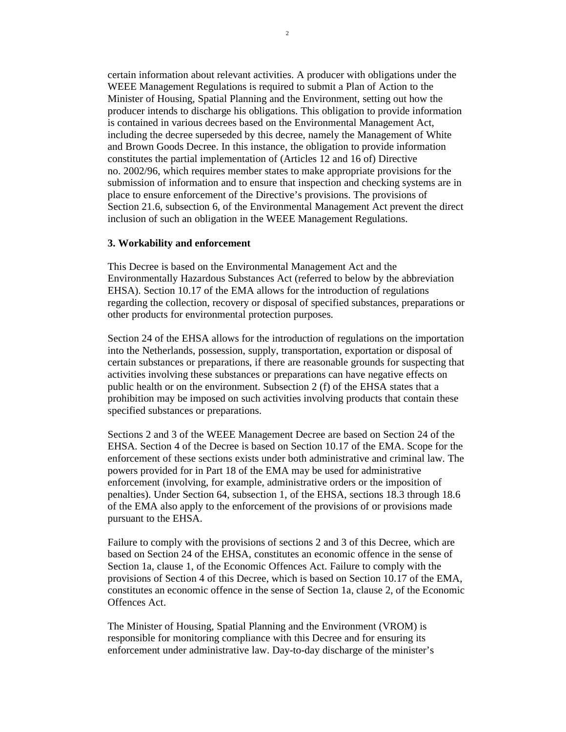certain information about relevant activities. A producer with obligations under the WEEE Management Regulations is required to submit a Plan of Action to the Minister of Housing, Spatial Planning and the Environment, setting out how the producer intends to discharge his obligations. This obligation to provide information is contained in various decrees based on the Environmental Management Act, including the decree superseded by this decree, namely the Management of White and Brown Goods Decree. In this instance, the obligation to provide information constitutes the partial implementation of (Articles 12 and 16 of) Directive no. 2002/96, which requires member states to make appropriate provisions for the submission of information and to ensure that inspection and checking systems are in place to ensure enforcement of the Directive's provisions. The provisions of Section 21.6, subsection 6, of the Environmental Management Act prevent the direct inclusion of such an obligation in the WEEE Management Regulations.

**3. Workability and enforcement**

This Decree is based on the Environmental Management Act and the Environmentally Hazardous Substances Act (referred to below by the abbreviation EHSA). Section 10.17 of the EMA allows for the introduction of regulations regarding the collection, recovery or disposal of specified substances, preparations or other products for environmental protection purposes.

Section 24 of the EHSA allows for the introduction of regulations on the importation into the Netherlands, possession, supply, transportation, exportation or disposal of certain substances or preparations, if there are reasonable grounds for suspecting that activities involving these substances or preparations can have negative effects on public health or on the environment. Subsection 2 (f) of the EHSA states that a prohibition may be imposed on such activities involving products that contain these specified substances or preparations.

Sections 2 and 3 of the WEEE Management Decree are based on Section 24 of the EHSA. Section 4 of the Decree is based on Section 10.17 of the EMA. Scope for the enforcement of these sections exists under both administrative and criminal law. The powers provided for in Part 18 of the EMA may be used for administrative enforcement (involving, for example, administrative orders or the imposition of penalties). Under Section 64, subsection 1, of the EHSA, sections 18.3 through 18.6 of the EMA also apply to the enforcement of the provisions of or provisions made pursuant to the EHSA.

Failure to comply with the provisions of sections 2 and 3 of this Decree, which are based on Section 24 of the EHSA, constitutes an economic offence in the sense of Section 1a, clause 1, of the Economic Offences Act. Failure to comply with the provisions of Section 4 of this Decree, which is based on Section 10.17 of the EMA, constitutes an economic offence in the sense of Section 1a, clause 2, of the Economic Offences Act.

The Minister of Housing, Spatial Planning and the Environment (VROM) is responsible for monitoring compliance with this Decree and for ensuring its enforcement under administrative law. Day-to-day discharge of the minister's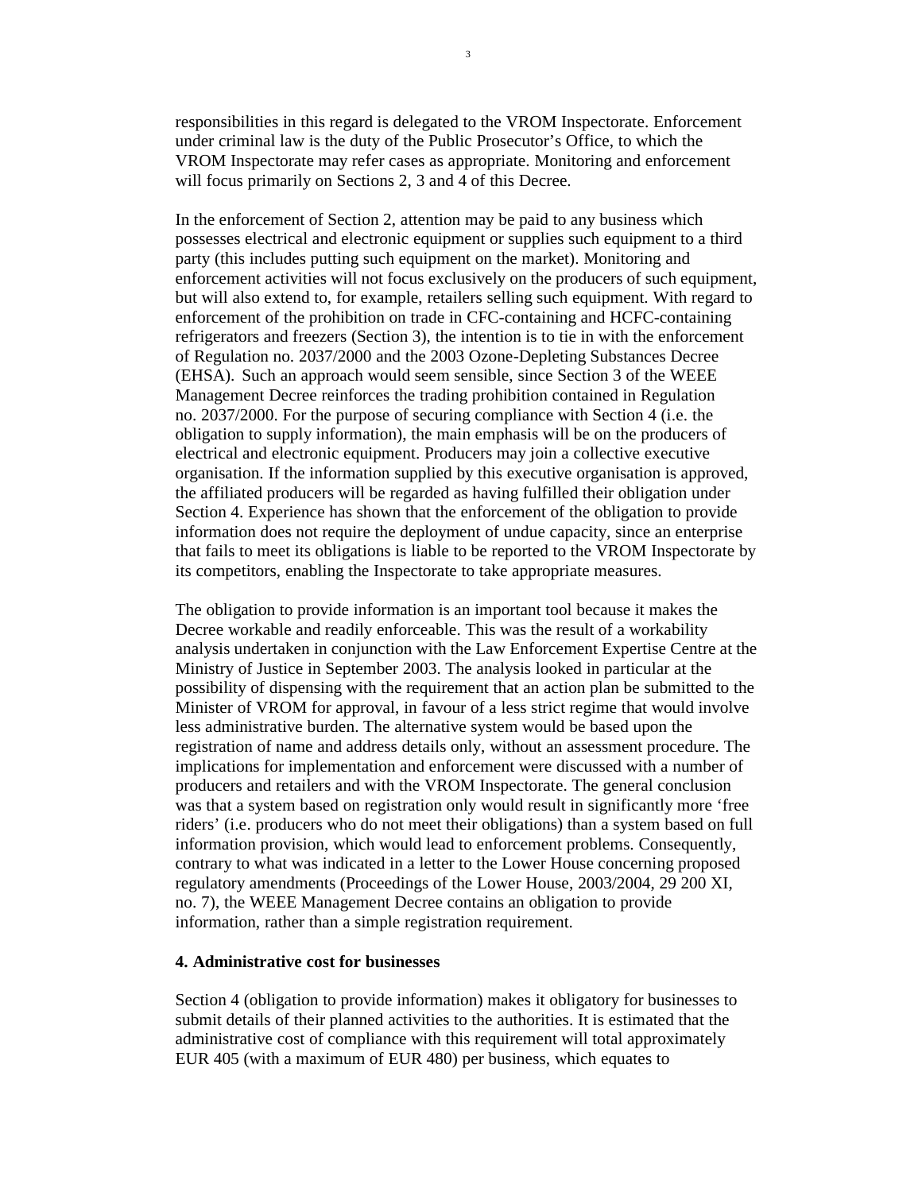responsibilities in this regard is delegated to the VROM Inspectorate. Enforcement under criminal law is the duty of the Public Prosecutor's Office, to which the VROM Inspectorate may refer cases as appropriate. Monitoring and enforcement will focus primarily on Sections 2, 3 and 4 of this Decree.

In the enforcement of Section 2, attention may be paid to any business which possesses electrical and electronic equipment or supplies such equipment to a third party (this includes putting such equipment on the market). Monitoring and enforcement activities will not focus exclusively on the producers of such equipment, but will also extend to, for example, retailers selling such equipment. With regard to enforcement of the prohibition on trade in CFC-containing and HCFC-containing refrigerators and freezers (Section 3), the intention is to tie in with the enforcement of Regulation no. 2037/2000 and the 2003 Ozone-Depleting Substances Decree (EHSA). Such an approach would seem sensible, since Section 3 of the WEEE Management Decree reinforces the trading prohibition contained in Regulation no. 2037/2000. For the purpose of securing compliance with Section 4 (i.e. the obligation to supply information), the main emphasis will be on the producers of electrical and electronic equipment. Producers may join a collective executive organisation. If the information supplied by this executive organisation is approved, the affiliated producers will be regarded as having fulfilled their obligation under Section 4. Experience has shown that the enforcement of the obligation to provide information does not require the deployment of undue capacity, since an enterprise that fails to meet its obligations is liable to be reported to the VROM Inspectorate by its competitors, enabling the Inspectorate to take appropriate measures.

The obligation to provide information is an important tool because it makes the Decree workable and readily enforceable. This was the result of a workability analysis undertaken in conjunction with the Law Enforcement Expertise Centre at the Ministry of Justice in September 2003. The analysis looked in particular at the possibility of dispensing with the requirement that an action plan be submitted to the Minister of VROM for approval, in favour of a less strict regime that would involve less administrative burden. The alternative system would be based upon the registration of name and address details only, without an assessment procedure. The implications for implementation and enforcement were discussed with a number of producers and retailers and with the VROM Inspectorate. The general conclusion was that a system based on registration only would result in significantly more 'free riders' (i.e. producers who do not meet their obligations) than a system based on full information provision, which would lead to enforcement problems. Consequently, contrary to what was indicated in a letter to the Lower House concerning proposed regulatory amendments (Proceedings of the Lower House, 2003/2004, 29 200 XI, no. 7), the WEEE Management Decree contains an obligation to provide information, rather than a simple registration requirement.

**4. Administrative cost for businesses**

Section 4 (obligation to provide information) makes it obligatory for businesses to submit details of their planned activities to the authorities. It is estimated that the administrative cost of compliance with this requirement will total approximately EUR 405 (with a maximum of EUR 480) per business, which equates to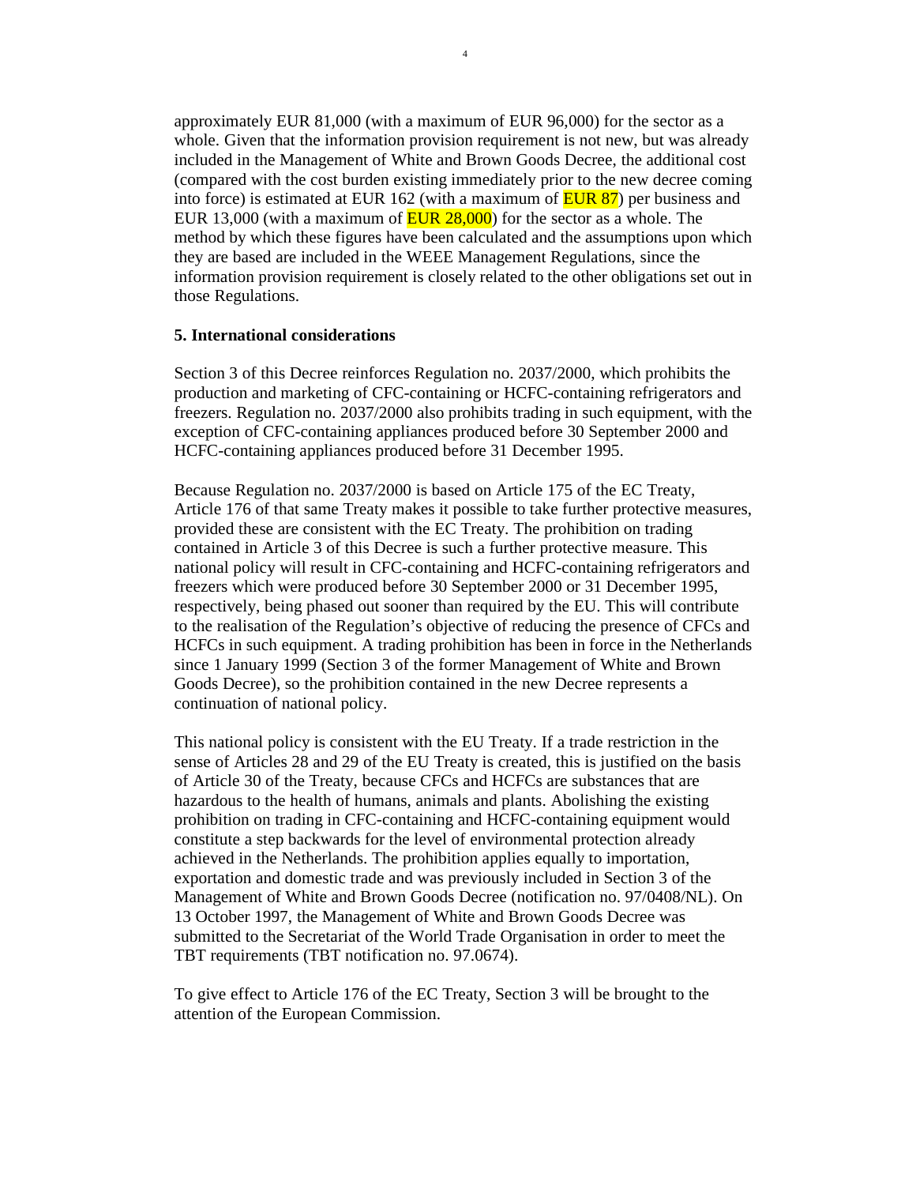approximately EUR 81,000 (with a maximum of EUR 96,000) for the sector as a whole. Given that the information provision requirement is not new, but was already included in the Management of White and Brown Goods Decree, the additional cost (compared with the cost burden existing immediately prior to the new decree coming into force) is estimated at EUR 162 (with a maximum of EUR 87) per business and EUR 13,000 (with a maximum of EUR 28,000) for the sector as a whole. The method by which these figures have been calculated and the assumptions upon which they are based are included in the WEEE Management Regulations, since the information provision requirement is closely related to the other obligations set out in those Regulations.

**5. International considerations**

Section 3 of this Decree reinforces Regulation no. 2037/2000, which prohibits the production and marketing of CFC-containing or HCFC-containing refrigerators and freezers. Regulation no. 2037/2000 also prohibits trading in such equipment, with the exception of CFC-containing appliances produced before 30 September 2000 and HCFC-containing appliances produced before 31 December 1995.

Because Regulation no. 2037/2000 is based on Article 175 of the EC Treaty, Article 176 of that same Treaty makes it possible to take further protective measures, provided these are consistent with the EC Treaty. The prohibition on trading contained in Article 3 of this Decree is such a further protective measure. This national policy will result in CFC-containing and HCFC-containing refrigerators and freezers which were produced before 30 September 2000 or 31 December 1995, respectively, being phased out sooner than required by the EU. This will contribute to the realisation of the Regulation's objective of reducing the presence of CFCs and HCFCs in such equipment. A trading prohibition has been in force in the Netherlands since 1 January 1999 (Section 3 of the former Management of White and Brown Goods Decree), so the prohibition contained in the new Decree represents a continuation of national policy.

This national policy is consistent with the EU Treaty. If a trade restriction in the sense of Articles 28 and 29 of the EU Treaty is created, this is justified on the basis of Article 30 of the Treaty, because CFCs and HCFCs are substances that are hazardous to the health of humans, animals and plants. Abolishing the existing prohibition on trading in CFC-containing and HCFC-containing equipment would constitute a step backwards for the level of environmental protection already achieved in the Netherlands. The prohibition applies equally to importation, exportation and domestic trade and was previously included in Section 3 of the Management of White and Brown Goods Decree (notification no. 97/0408/NL). On 13 October 1997, the Management of White and Brown Goods Decree was submitted to the Secretariat of the World Trade Organisation in order to meet the TBT requirements (TBT notification no. 97.0674).

To give effect to Article 176 of the EC Treaty, Section 3 will be brought to the attention of the European Commission.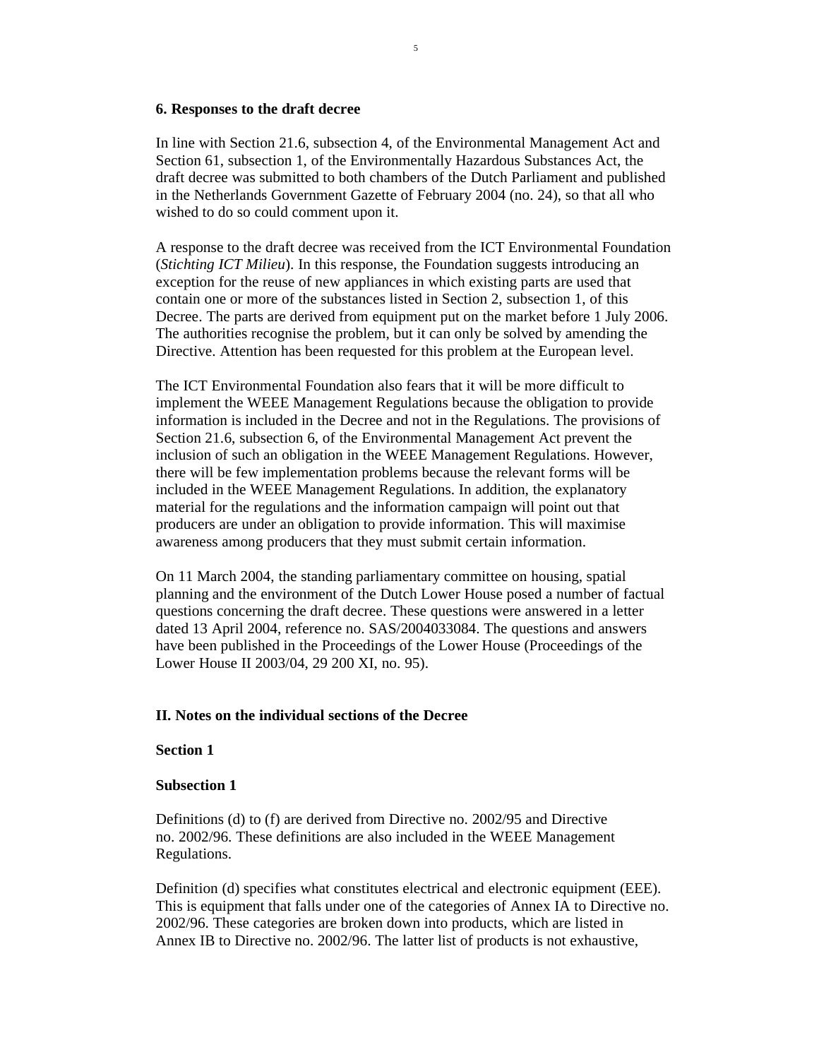## 6. Responses to the draft decree

In line with Section 21.6, subsection 4, of the Environmental Management Act and Section 61, subsection 1, of the Environmentally Hazardous Substances Act, the draft decree was submitted to both chambers of the Dutch Parliament and published in the Netherlands Government Gazette of February 2004 (no. 24), so that all who wished to do so could comment upon it.

A response to the draft decree was received from the ICT Environmental Foundation (*Stichting ICT Milieu*). In this response, the Foundation suggests introducing an exception for the reuse of new appliances in which existing parts are used that contain one or more of the substances listed in Section 2, subsection 1, of this Decree. The parts are derived from equipment put on the market before 1 July 2006. The authorities recognise the problem, but it can only be solved by amending the Directive. Attention has been requested for this problem at the European level.

The ICT Environmental Foundation also fears that it will be more difficult to implement the WEEE Management Regulations because the obligation to provide information is included in the Decree and not in the Regulations. The provisions of Section 21.6, subsection 6, of the Environmental Management Act prevent the inclusion of such an obligation in the WEEE Management Regulations. However, there will be few implementation problems because the relevant forms will be included in the WEEE Management Regulations. In addition, the explanatory material for the regulations and the information campaign will point out that producers are under an obligation to provide information. This will maximise awareness among producers that they must submit certain information.

On 11 March 2004, the standing parliamentary committee on housing, spatial planning and the environment of the Dutch Lower House posed a number of factual questions concerning the draft decree. These questions were answered in a letter dated 13 April 2004, reference no. SAS/2004033084. The questions and answers have been published in the Proceedings of the Lower House (Proceedings of the Lower House II 2003/04, 29 200 XI, no. 95).

## II. Notes on the individual sections of the Decree

### Section 1

### Subsection 1

Definitions (d) to (f) are derived from Directive no. 2002/95 and Directive no. 2002/96. These definitions are also included in the WEEE Management Regulations.

Definition (d) specifies what constitutes electrical and electronic equipment (EEE). This is equipment that falls under one of the categories of Annex IA to Directive no. 2002/96. These categories are broken down into products, which are listed in Annex IB to Directive no. 2002/96. The latter list of products is not exhaustive,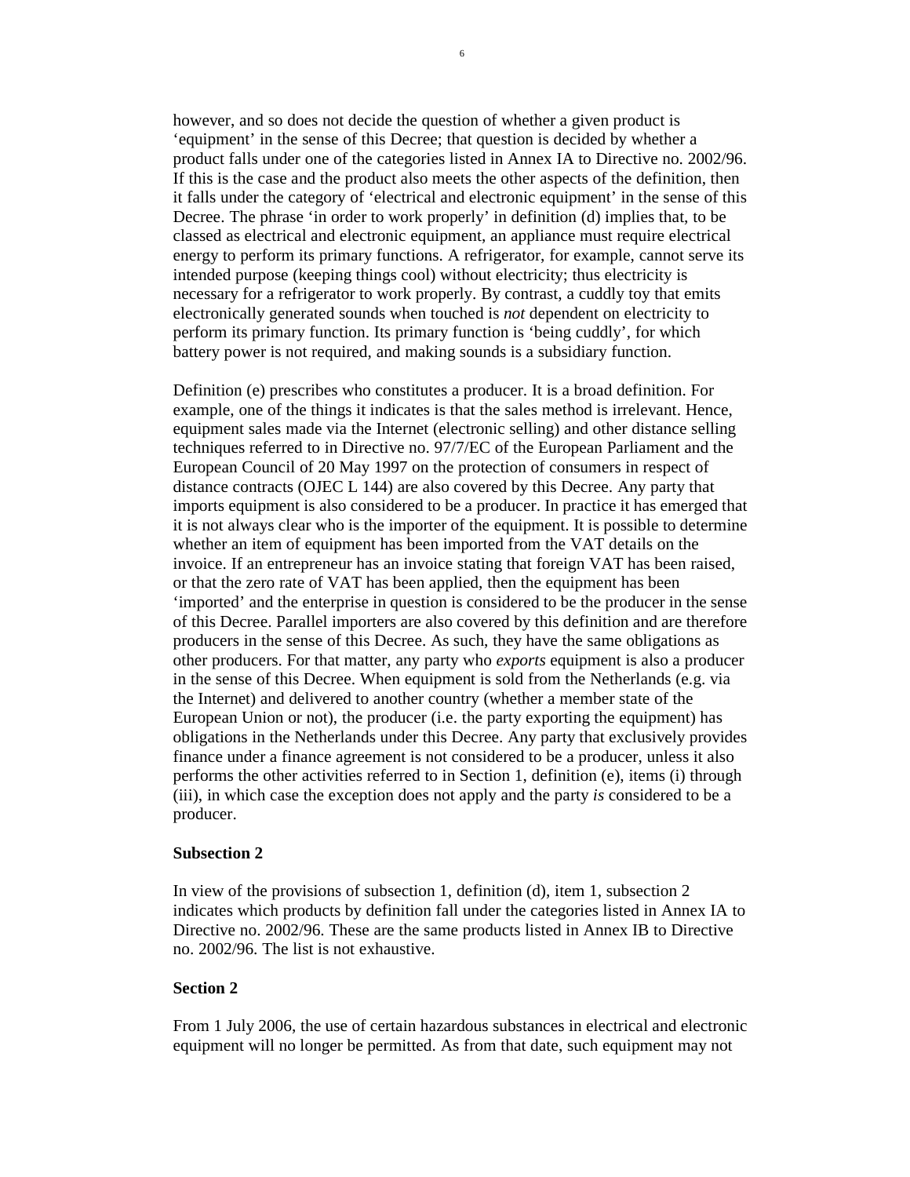however, and so does not decide the question of whether a given product is 'equipment' in the sense of this Decree; that question is decided by whether a product falls under one of the categories listed in Annex IA to Directive no. 2002/96. If this is the case and the product also meets the other aspects of the definition, then it falls under the category of 'electrical and electronic equipment' in the sense of this Decree. The phrase 'in order to work properly' in definition (d) implies that, to be classed as electrical and electronic equipment, an appliance must require electrical energy to perform its primary functions. A refrigerator, for example, cannot serve its intended purpose (keeping things cool) without electricity; thus electricity is necessary for a refrigerator to work properly. By contrast, a cuddly toy that emits electronically generated sounds when touched is *not* dependent on electricity to perform its primary function. Its primary function is 'being cuddly', for which battery power is not required, and making sounds is a subsidiary function.

Definition (e) prescribes who constitutes a producer. It is a broad definition. For example, one of the things it indicates is that the sales method is irrelevant. Hence, equipment sales made via the Internet (electronic selling) and other distance selling techniques referred to in Directive no. 97/7/EC of the European Parliament and the European Council of 20 May 1997 on the protection of consumers in respect of distance contracts (OJEC L 144) are also covered by this Decree. Any party that imports equipment is also considered to be a producer. In practice it has emerged that it is not always clear who is the importer of the equipment. It is possible to determine whether an item of equipment has been imported from the VAT details on the invoice. If an entrepreneur has an invoice stating that foreign VAT has been raised, or that the zero rate of VAT has been applied, then the equipment has been 'imported' and the enterprise in question is considered to be the producer in the sense of this Decree. Parallel importers are also covered by this definition and are therefore producers in the sense of this Decree. As such, they have the same obligations as other producers. For that matter, any party who *exports* equipment is also a producer in the sense of this Decree. When equipment is sold from the Netherlands (e.g. via the Internet) and delivered to another country (whether a member state of the European Union or not), the producer (i.e. the party exporting the equipment) has obligations in the Netherlands under this Decree. Any party that exclusively provides finance under a finance agreement is not considered to be a producer, unless it also performs the other activities referred to in Section 1, definition (e), items (i) through (iii), in which case the exception does not apply and the party *is* considered to be a producer.

**Subsection 2**

In view of the provisions of subsection 1, definition (d), item 1, subsection 2 indicates which products by definition fall under the categories listed in Annex IA to Directive no. 2002/96. These are the same products listed in Annex IB to Directive no. 2002/96. The list is not exhaustive.

**Section 2**

From 1 July 2006, the use of certain hazardous substances in electrical and electronic equipment will no longer be permitted. As from that date, such equipment may not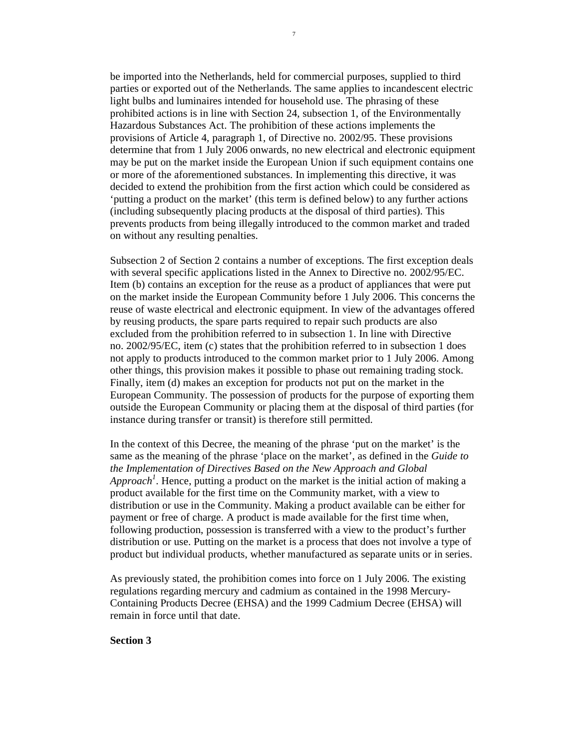be imported into the Netherlands, held for commercial purposes, supplied to third parties or exported out of the Netherlands. The same applies to incandescent electric light bulbs and luminaires intended for household use. The phrasing of these prohibited actions is in line with Section 24, subsection 1, of the Environmentally Hazardous Substances Act. The prohibition of these actions implements the provisions of Article 4, paragraph 1, of Directive no. 2002/95. These provisions determine that from 1 July 2006 onwards, no new electrical and electronic equipment may be put on the market inside the European Union if such equipment contains one or more of the aforementioned substances. In implementing this directive, it was decided to extend the prohibition from the first action which could be considered as 'putting a product on the market' (this term is defined below) to any further actions (including subsequently placing products at the disposal of third parties). This prevents products from being illegally introduced to the common market and traded on without any resulting penalties.

Subsection 2 of Section 2 contains a number of exceptions. The first exception deals with several specific applications listed in the Annex to Directive no. 2002/95/EC. Item (b) contains an exception for the reuse as a product of appliances that were put on the market inside the European Community before 1 July 2006. This concerns the reuse of waste electrical and electronic equipment. In view of the advantages offered by reusing products, the spare parts required to repair such products are also excluded from the prohibition referred to in subsection 1. In line with Directive no. 2002/95/EC, item (c) states that the prohibition referred to in subsection 1 does not apply to products introduced to the common market prior to 1 July 2006. Among other things, this provision makes it possible to phase out remaining trading stock. Finally, item (d) makes an exception for products not put on the market in the European Community. The possession of products for the purpose of exporting them outside the European Community or placing them at the disposal of third parties (for instance during transfer or transit) is therefore still permitted.

In the context of this Decree, the meaning of the phrase 'put on the market' is the same as the meaning of the phrase 'place on the market', as defined in the *Guide to the Implementation of Directives Based on the New Approach and Global Approach*[1]. Hence, putting a product on the market is the initial action of making a product available for the first time on the Community market, with a view to distribution or use in the Community. Making a product available can be either for payment or free of charge. A product is made available for the first time when, following production, possession is transferred with a view to the product's further distribution or use. Putting on the market is a process that does not involve a type of product but individual products, whether manufactured as separate units or in series.

As previously stated, the prohibition comes into force on 1 July 2006. The existing regulations regarding mercury and cadmium as contained in the 1998 Mercury-Containing Products Decree (EHSA) and the 1999 Cadmium Decree (EHSA) will remain in force until that date.

**Section 3**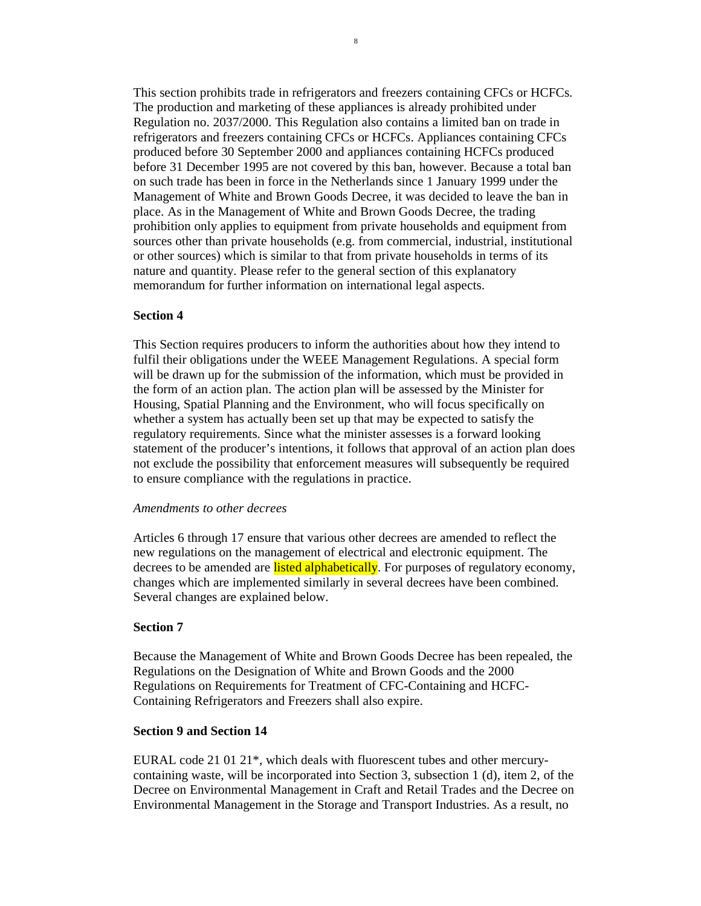This section prohibits trade in refrigerators and freezers containing CFCs or HCFCs. The production and marketing of these appliances is already prohibited under Regulation no. 2037/2000. This Regulation also contains a limited ban on trade in refrigerators and freezers containing CFCs or HCFCs. Appliances containing CFCs produced before 30 September 2000 and appliances containing HCFCs produced before 31 December 1995 are not covered by this ban, however. Because a total ban on such trade has been in force in the Netherlands since 1 January 1999 under the Management of White and Brown Goods Decree, it was decided to leave the ban in place. As in the Management of White and Brown Goods Decree, the trading prohibition only applies to equipment from private households and equipment from sources other than private households (e.g. from commercial, industrial, institutional or other sources) which is similar to that from private households in terms of its nature and quantity. Please refer to the general section of this explanatory memorandum for further information on international legal aspects.

**Section 4**

This Section requires producers to inform the authorities about how they intend to fulfil their obligations under the WEEE Management Regulations. A special form will be drawn up for the submission of the information, which must be provided in the form of an action plan. The action plan will be assessed by the Minister for Housing, Spatial Planning and the Environment, who will focus specifically on whether a system has actually been set up that may be expected to satisfy the regulatory requirements. Since what the minister assesses is a forward looking statement of the producer's intentions, it follows that approval of an action plan does not exclude the possibility that enforcement measures will subsequently be required to ensure compliance with the regulations in practice.

*Amendments to other decrees*

Articles 6 through 17 ensure that various other decrees are amended to reflect the new regulations on the management of electrical and electronic equipment. The decrees to be amended are listed alphabetically. For purposes of regulatory economy, changes which are implemented similarly in several decrees have been combined. Several changes are explained below.

**Section 7**

Because the Management of White and Brown Goods Decree has been repealed, the Regulations on the Designation of White and Brown Goods and the 2000 Regulations on Requirements for Treatment of CFC-Containing and HCFC-Containing Refrigerators and Freezers shall also expire.

**Section 9 and Section 14**

EURAL code 21 01 21*, which deals with fluorescent tubes and other mercury-containing waste, will be incorporated into Section 3, subsection 1 (d), item 2, of the Decree on Environmental Management in Craft and Retail Trades and the Decree on Environmental Management in the Storage and Transport Industries. As a result, no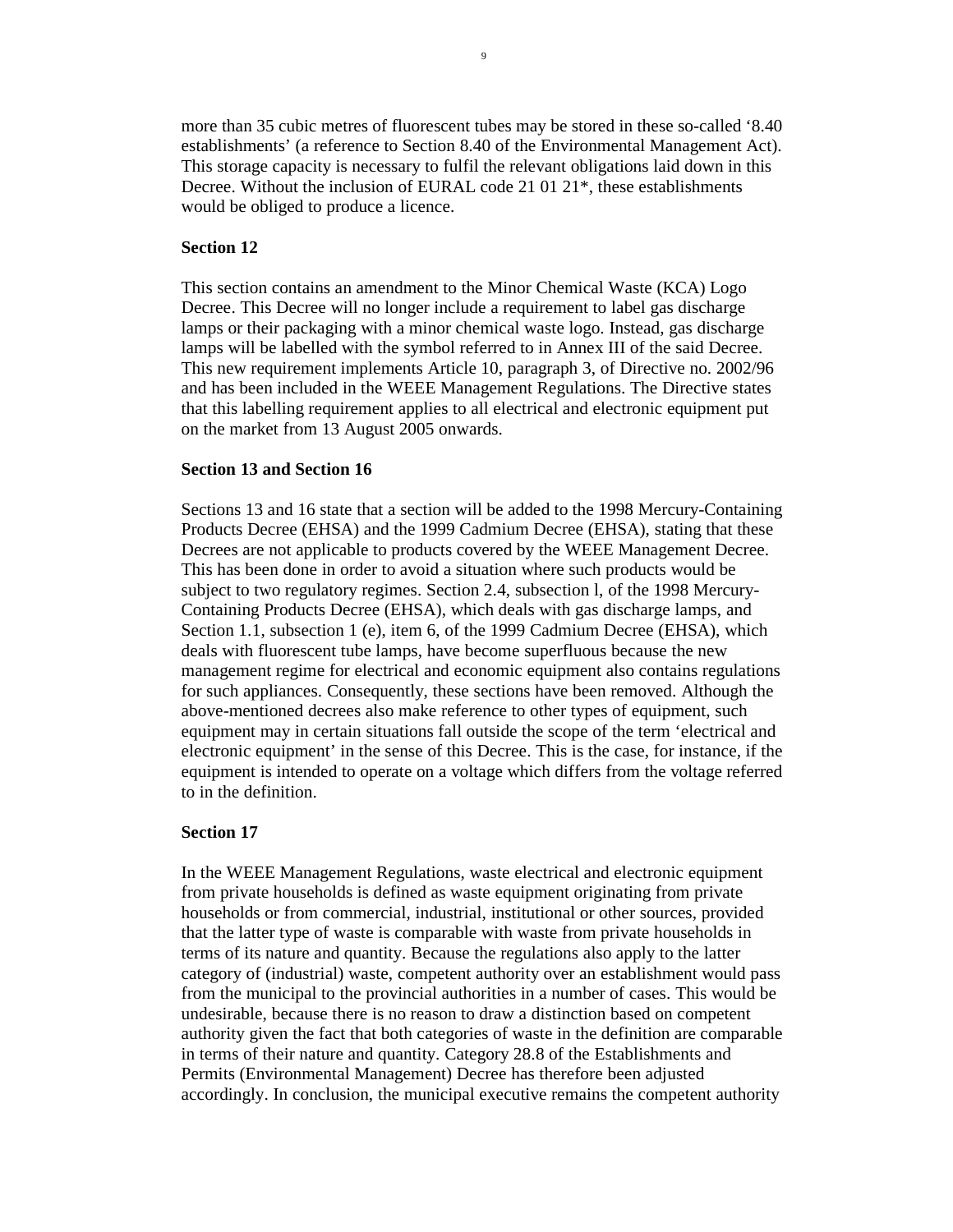more than 35 cubic metres of fluorescent tubes may be stored in these so-called ‘8.40 establishments’ (a reference to Section 8.40 of the Environmental Management Act). This storage capacity is necessary to fulfil the relevant obligations laid down in this Decree. Without the inclusion of EURAL code 21 01 21*, these establishments would be obliged to produce a licence.

**Section 12**

This section contains an amendment to the Minor Chemical Waste (KCA) Logo Decree. This Decree will no longer include a requirement to label gas discharge lamps or their packaging with a minor chemical waste logo. Instead, gas discharge lamps will be labelled with the symbol referred to in Annex III of the said Decree. This new requirement implements Article 10, paragraph 3, of Directive no. 2002/96 and has been included in the WEEE Management Regulations. The Directive states that this labelling requirement applies to all electrical and electronic equipment put on the market from 13 August 2005 onwards.

**Section 13 and Section 16**

Sections 13 and 16 state that a section will be added to the 1998 Mercury-Containing Products Decree (EHSA) and the 1999 Cadmium Decree (EHSA), stating that these Decrees are not applicable to products covered by the WEEE Management Decree. This has been done in order to avoid a situation where such products would be subject to two regulatory regimes. Section 2.4, subsection l, of the 1998 Mercury-Containing Products Decree (EHSA), which deals with gas discharge lamps, and Section 1.1, subsection 1 (e), item 6, of the 1999 Cadmium Decree (EHSA), which deals with fluorescent tube lamps, have become superfluous because the new management regime for electrical and economic equipment also contains regulations for such appliances. Consequently, these sections have been removed. Although the above-mentioned decrees also make reference to other types of equipment, such equipment may in certain situations fall outside the scope of the term ‘electrical and electronic equipment’ in the sense of this Decree. This is the case, for instance, if the equipment is intended to operate on a voltage which differs from the voltage referred to in the definition.

**Section 17**

In the WEEE Management Regulations, waste electrical and electronic equipment from private households is defined as waste equipment originating from private households or from commercial, industrial, institutional or other sources, provided that the latter type of waste is comparable with waste from private households in terms of its nature and quantity. Because the regulations also apply to the latter category of (industrial) waste, competent authority over an establishment would pass from the municipal to the provincial authorities in a number of cases. This would be undesirable, because there is no reason to draw a distinction based on competent authority given the fact that both categories of waste in the definition are comparable in terms of their nature and quantity. Category 28.8 of the Establishments and Permits (Environmental Management) Decree has therefore been adjusted accordingly. In conclusion, the municipal executive remains the competent authority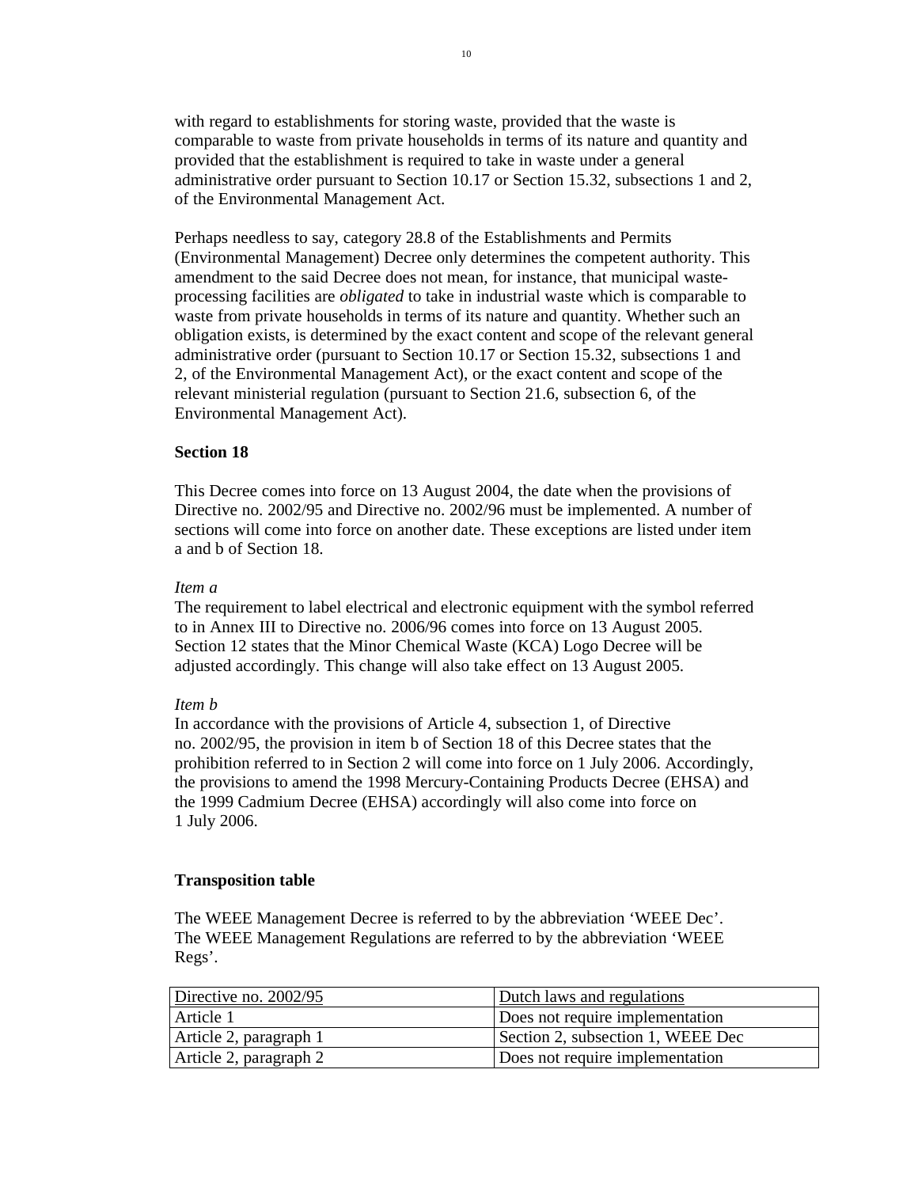with regard to establishments for storing waste, provided that the waste is comparable to waste from private households in terms of its nature and quantity and provided that the establishment is required to take in waste under a general administrative order pursuant to Section 10.17 or Section 15.32, subsections 1 and 2, of the Environmental Management Act.

Perhaps needless to say, category 28.8 of the Establishments and Permits (Environmental Management) Decree only determines the competent authority. This amendment to the said Decree does not mean, for instance, that municipal waste-processing facilities are *obligated* to take in industrial waste which is comparable to waste from private households in terms of its nature and quantity. Whether such an obligation exists, is determined by the exact content and scope of the relevant general administrative order (pursuant to Section 10.17 or Section 15.32, subsections 1 and 2, of the Environmental Management Act), or the exact content and scope of the relevant ministerial regulation (pursuant to Section 21.6, subsection 6, of the Environmental Management Act).

**Section 18**

This Decree comes into force on 13 August 2004, the date when the provisions of Directive no. 2002/95 and Directive no. 2002/96 must be implemented. A number of sections will come into force on another date. These exceptions are listed under item a and b of Section 18.

*Item a*
The requirement to label electrical and electronic equipment with the symbol referred to in Annex III to Directive no. 2006/96 comes into force on 13 August 2005. Section 12 states that the Minor Chemical Waste (KCA) Logo Decree will be adjusted accordingly. This change will also take effect on 13 August 2005.

*Item b*
In accordance with the provisions of Article 4, subsection 1, of Directive no. 2002/95, the provision in item b of Section 18 of this Decree states that the prohibition referred to in Section 2 will come into force on 1 July 2006. Accordingly, the provisions to amend the 1998 Mercury-Containing Products Decree (EHSA) and the 1999 Cadmium Decree (EHSA) accordingly will also come into force on 1 July 2006.

**Transposition table**

The WEEE Management Decree is referred to by the abbreviation 'WEEE Dec'. The WEEE Management Regulations are referred to by the abbreviation 'WEEE Regs'.

| Directive no. 2002/95 | Dutch laws and regulations |
|---|---|
| Article 1 | Does not require implementation |
| Article 2, paragraph 1 | Section 2, subsection 1, WEEE Dec |
| Article 2, paragraph 2 | Does not require implementation |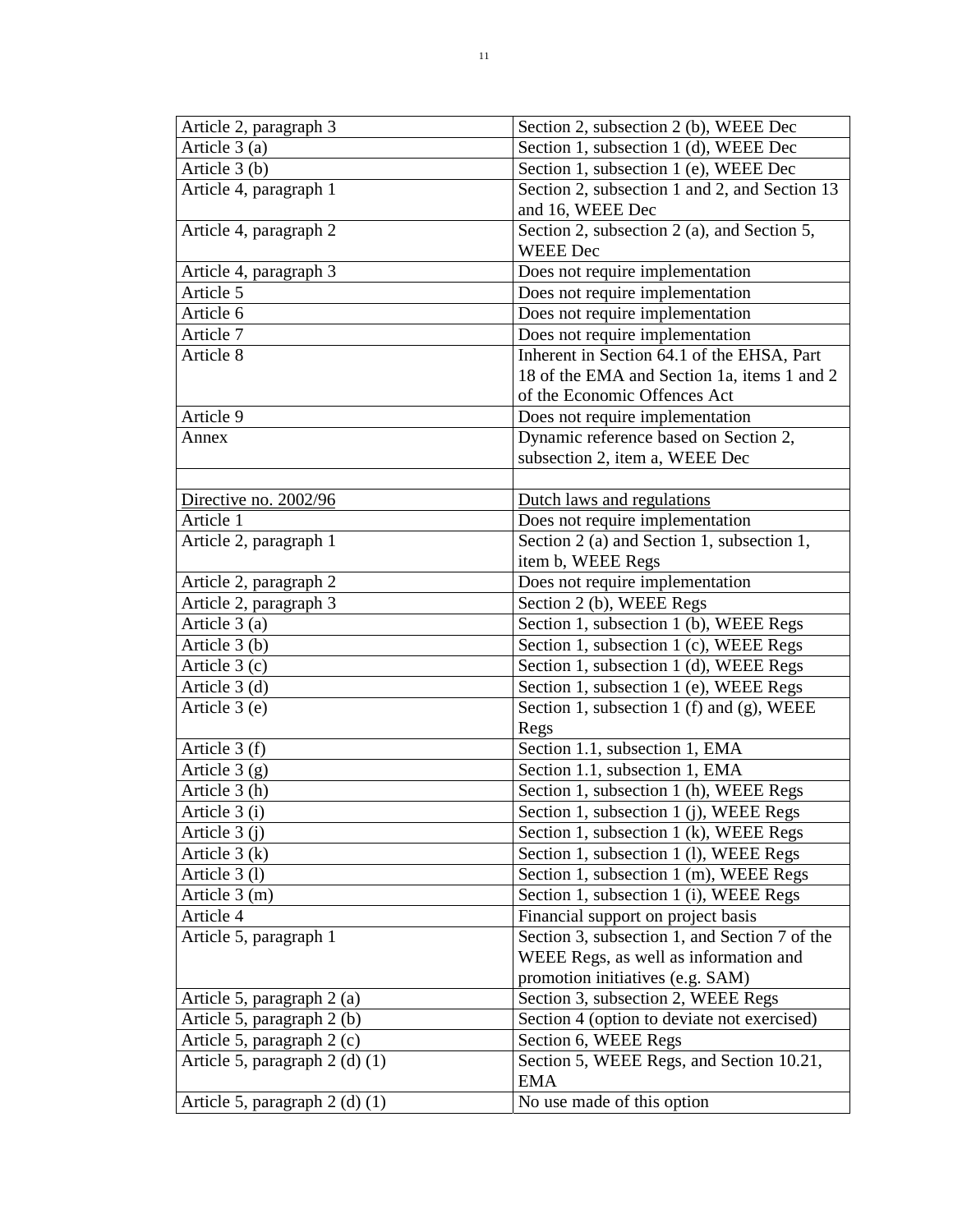| | |
|---|---|
| Article 2, paragraph 3 | Section 2, subsection 2 (b), WEEE Dec |
| Article 3 (a) | Section 1, subsection 1 (d), WEEE Dec |
| Article 3 (b) | Section 1, subsection 1 (e), WEEE Dec |
| Article 4, paragraph 1 | Section 2, subsection 1 and 2, and Section 13 and 16, WEEE Dec |
| Article 4, paragraph 2 | Section 2, subsection 2 (a), and Section 5, WEEE Dec |
| Article 4, paragraph 3 | Does not require implementation |
| Article 5 | Does not require implementation |
| Article 6 | Does not require implementation |
| Article 7 | Does not require implementation |
| Article 8 | Inherent in Section 64.1 of the EHSA, Part 18 of the EMA and Section 1a, items 1 and 2 of the Economic Offences Act |
| Article 9 | Does not require implementation |
| Annex | Dynamic reference based on Section 2, subsection 2, item a, WEEE Dec |
| | |
| Directive no. 2002/96 | Dutch laws and regulations |
| Article 1 | Does not require implementation |
| Article 2, paragraph 1 | Section 2 (a) and Section 1, subsection 1, item b, WEEE Regs |
| Article 2, paragraph 2 | Does not require implementation |
| Article 2, paragraph 3 | Section 2 (b), WEEE Regs |
| Article 3 (a) | Section 1, subsection 1 (b), WEEE Regs |
| Article 3 (b) | Section 1, subsection 1 (c), WEEE Regs |
| Article 3 (c) | Section 1, subsection 1 (d), WEEE Regs |
| Article 3 (d) | Section 1, subsection 1 (e), WEEE Regs |
| Article 3 (e) | Section 1, subsection 1 (f) and (g), WEEE Regs |
| Article 3 (f) | Section 1.1, subsection 1, EMA |
| Article 3 (g) | Section 1.1, subsection 1, EMA |
| Article 3 (h) | Section 1, subsection 1 (h), WEEE Regs |
| Article 3 (i) | Section 1, subsection 1 (j), WEEE Regs |
| Article 3 (j) | Section 1, subsection 1 (k), WEEE Regs |
| Article 3 (k) | Section 1, subsection 1 (l), WEEE Regs |
| Article 3 (l) | Section 1, subsection 1 (m), WEEE Regs |
| Article 3 (m) | Section 1, subsection 1 (i), WEEE Regs |
| Article 4 | Financial support on project basis |
| Article 5, paragraph 1 | Section 3, subsection 1, and Section 7 of the WEEE Regs, as well as information and promotion initiatives (e.g. SAM) |
| Article 5, paragraph 2 (a) | Section 3, subsection 2, WEEE Regs |
| Article 5, paragraph 2 (b) | Section 4 (option to deviate not exercised) |
| Article 5, paragraph 2 (c) | Section 6, WEEE Regs |
| Article 5, paragraph 2 (d) (1) | Section 5, WEEE Regs, and Section 10.21, EMA |
| Article 5, paragraph 2 (d) (1) | No use made of this option |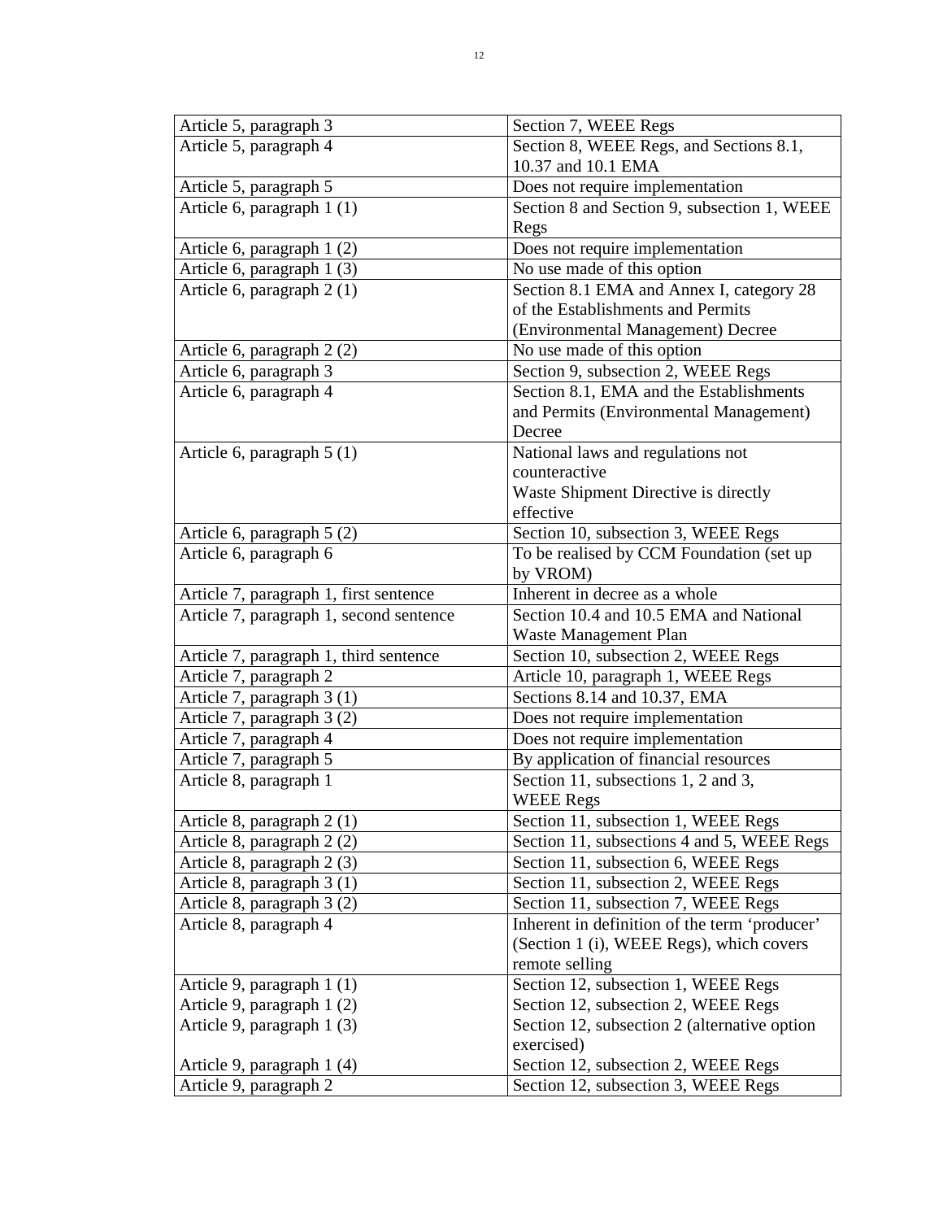| | |
|---|---|
| Article 5, paragraph 3 | Section 7, WEEE Regs |
| Article 5, paragraph 4 | Section 8, WEEE Regs, and Sections 8.1, 10.37 and 10.1 EMA |
| Article 5, paragraph 5 | Does not require implementation |
| Article 6, paragraph 1 (1) | Section 8 and Section 9, subsection 1, WEEE Regs |
| Article 6, paragraph 1 (2) | Does not require implementation |
| Article 6, paragraph 1 (3) | No use made of this option |
| Article 6, paragraph 2 (1) | Section 8.1 EMA and Annex I, category 28 of the Establishments and Permits (Environmental Management) Decree |
| Article 6, paragraph 2 (2) | No use made of this option |
| Article 6, paragraph 3 | Section 9, subsection 2, WEEE Regs |
| Article 6, paragraph 4 | Section 8.1, EMA and the Establishments and Permits (Environmental Management) Decree |
| Article 6, paragraph 5 (1) | National laws and regulations not counteractive<br>Waste Shipment Directive is directly effective |
| Article 6, paragraph 5 (2) | Section 10, subsection 3, WEEE Regs |
| Article 6, paragraph 6 | To be realised by CCM Foundation (set up by VROM) |
| Article 7, paragraph 1, first sentence | Inherent in decree as a whole |
| Article 7, paragraph 1, second sentence | Section 10.4 and 10.5 EMA and National Waste Management Plan |
| Article 7, paragraph 1, third sentence | Section 10, subsection 2, WEEE Regs |
| Article 7, paragraph 2 | Article 10, paragraph 1, WEEE Regs |
| Article 7, paragraph 3 (1) | Sections 8.14 and 10.37, EMA |
| Article 7, paragraph 3 (2) | Does not require implementation |
| Article 7, paragraph 4 | Does not require implementation |
| Article 7, paragraph 5 | By application of financial resources |
| Article 8, paragraph 1 | Section 11, subsections 1, 2 and 3, WEEE Regs |
| Article 8, paragraph 2 (1) | Section 11, subsection 1, WEEE Regs |
| Article 8, paragraph 2 (2) | Section 11, subsections 4 and 5, WEEE Regs |
| Article 8, paragraph 2 (3) | Section 11, subsection 6, WEEE Regs |
| Article 8, paragraph 3 (1) | Section 11, subsection 2, WEEE Regs |
| Article 8, paragraph 3 (2) | Section 11, subsection 7, WEEE Regs |
| Article 8, paragraph 4 | Inherent in definition of the term 'producer' (Section 1 (i), WEEE Regs), which covers remote selling |
| Article 9, paragraph 1 (1)<br>Article 9, paragraph 1 (2)<br>Article 9, paragraph 1 (3)<br><br>Article 9, paragraph 1 (4) | Section 12, subsection 1, WEEE Regs<br>Section 12, subsection 2, WEEE Regs<br>Section 12, subsection 2 (alternative option exercised)<br>Section 12, subsection 2, WEEE Regs |
| Article 9, paragraph 2 | Section 12, subsection 3, WEEE Regs |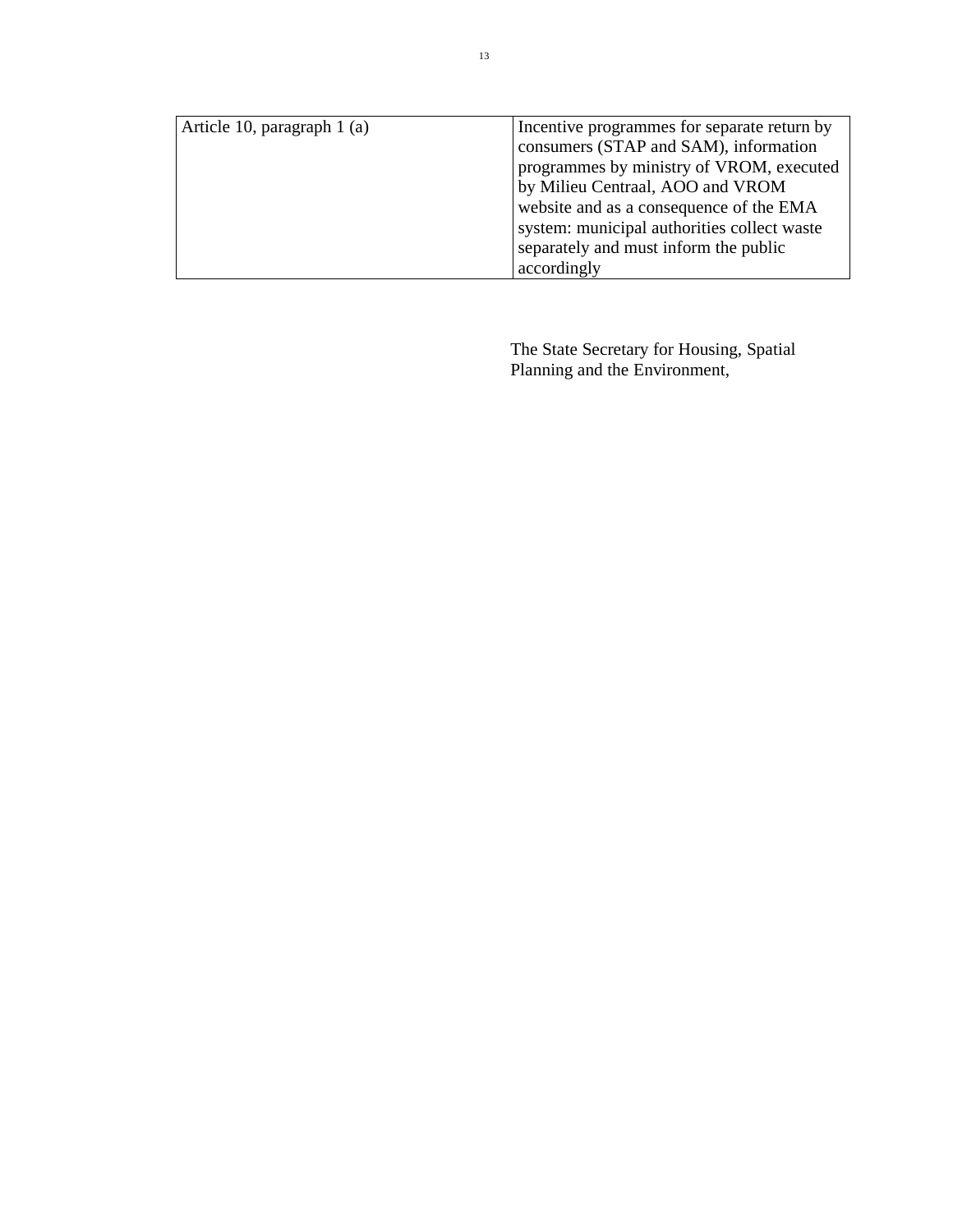| | |
|---|---|
| Article 10, paragraph 1 (a) | Incentive programmes for separate return by consumers (STAP and SAM), information programmes by ministry of VROM, executed by Milieu Centraal, AOO and VROM website and as a consequence of the EMA system: municipal authorities collect waste separately and must inform the public accordingly |

The State Secretary for Housing, Spatial Planning and the Environment,